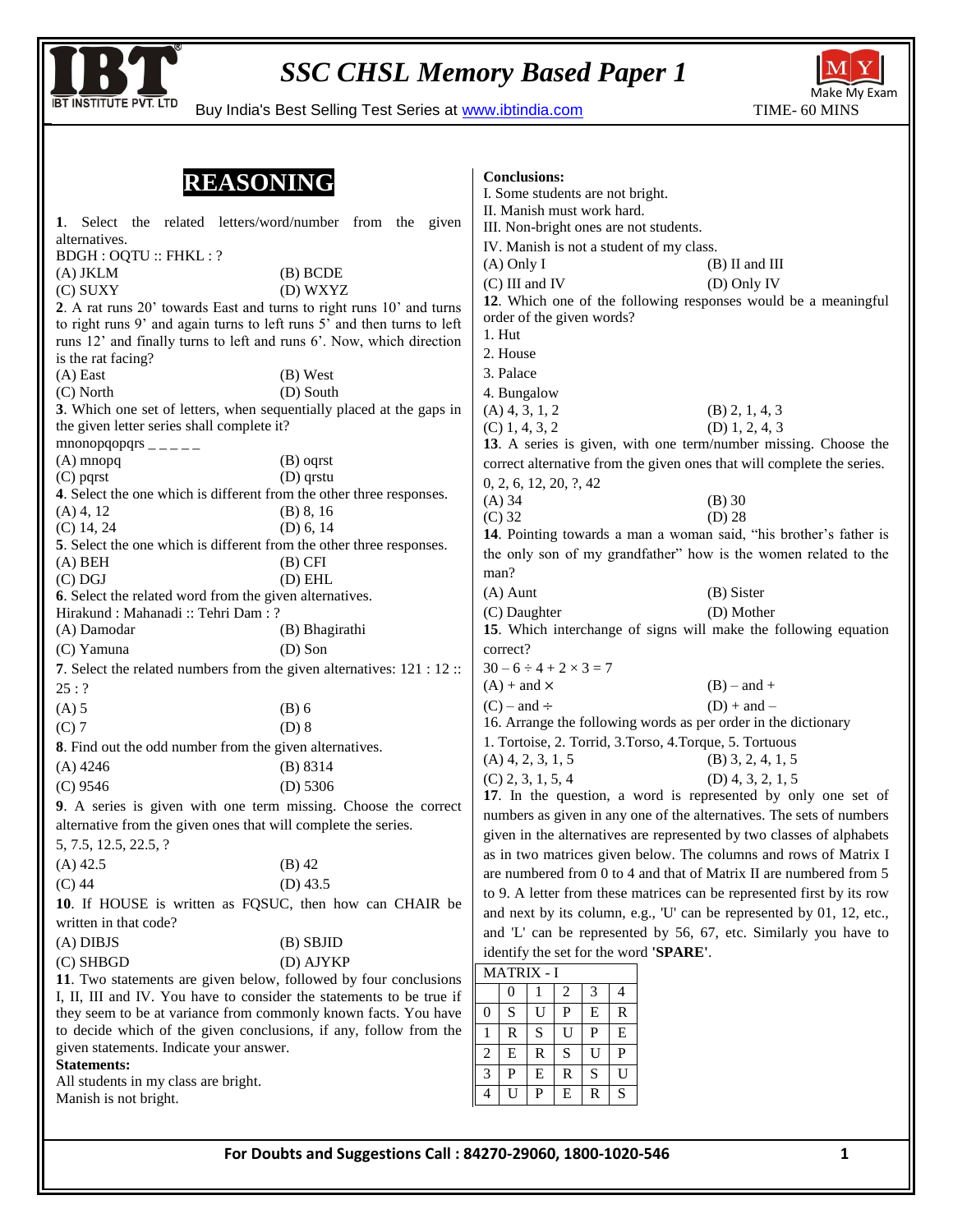# SSC CHSL Memory Based Paper 1

Buy India's Best Selling Test Series at www.ibtindia.com

TIME- 60 MINS

## REASONING

**1**. Select the related letters/word/number from the given alternatives.

BDGH : OQTU :: FHKL : ?

(A) JKLM (B) BCDE
(C) SUXY (D) WXYZ

**2**. A rat runs 20' towards East and turns to right runs 10' and turns to right runs 9' and again turns to left runs 5' and then turns to left runs 12' and finally turns to left and runs 6'. Now, which direction is the rat facing?

(A) East (B) West
(C) North (D) South

**3**. Which one set of letters, when sequentially placed at the gaps in the given letter series shall complete it?

mnonopqopqrs _ _ _ _ _

(A) mnopq (B) oqrst
(C) pqrst (D) qrstu

**4**. Select the one which is different from the other three responses.

(A) 4, 12 (B) 8, 16
(C) 14, 24 (D) 6, 14

**5**. Select the one which is different from the other three responses.

(A) BEH (B) CFI
(C) DGJ (D) EHL

**6**. Select the related word from the given alternatives.

Hirakund : Mahanadi :: Tehri Dam : ?

(A) Damodar (B) Bhagirathi
(C) Yamuna (D) Son

**7**. Select the related numbers from the given alternatives: 121 : 12 :: 25 : ?

(A) 5 (B) 6
(C) 7 (D) 8

**8**. Find out the odd number from the given alternatives.

(A) 4246 (B) 8314
(C) 9546 (D) 5306

**9**. A series is given with one term missing. Choose the correct alternative from the given ones that will complete the series.

5, 7.5, 12.5, 22.5, ?

(A) 42.5 (B) 42
(C) 44 (D) 43.5

**10**. If HOUSE is written as FQSUC, then how can CHAIR be written in that code?

(A) DIBJS (B) SBJID
(C) SHBGD (D) AJYKP

**11**. Two statements are given below, followed by four conclusions I, II, III and IV. You have to consider the statements to be true if they seem to be at variance from commonly known facts. You have to decide which of the given conclusions, if any, follow from the given statements. Indicate your answer.

**Statements:**

All students in my class are bright.

Manish is not bright.

**Conclusions:**

I. Some students are not bright.

II. Manish must work hard.

III. Non-bright ones are not students.

IV. Manish is not a student of my class.

(A) Only I (B) II and III
(C) III and IV (D) Only IV

**12**. Which one of the following responses would be a meaningful order of the given words?

1. Hut
2. House
3. Palace
4. Bungalow

(A) 4, 3, 1, 2 (B) 2, 1, 4, 3
(C) 1, 4, 3, 2 (D) 1, 2, 4, 3

**13**. A series is given, with one term/number missing. Choose the correct alternative from the given ones that will complete the series.

0, 2, 6, 12, 20, ?, 42

(A) 34 (B) 30
(C) 32 (D) 28

**14**. Pointing towards a man a woman said, "his brother's father is the only son of my grandfather" how is the women related to the man?

(A) Aunt (B) Sister
(C) Daughter (D) Mother

**15**. Which interchange of signs will make the following equation correct?

$30 - 6 \div 4 + 2 \times 3 = 7$

(A) + and × (B) – and +
(C) – and ÷ (D) + and –

16. Arrange the following words as per order in the dictionary

1. Tortoise, 2. Torrid, 3.Torso, 4.Torque, 5. Tortuous

(A) 4, 2, 3, 1, 5 (B) 3, 2, 4, 1, 5
(C) 2, 3, 1, 5, 4 (D) 4, 3, 2, 1, 5

**17**. In the question, a word is represented by only one set of numbers as given in any one of the alternatives. The sets of numbers given in the alternatives are represented by two classes of alphabets as in two matrices given below. The columns and rows of Matrix I are numbered from 0 to 4 and that of Matrix II are numbered from 5 to 9. A letter from these matrices can be represented first by its row and next by its column, e.g., 'U' can be represented by 01, 12, etc., and 'L' can be represented by 56, 67, etc. Similarly you have to identify the set for the word **'SPARE'**.

MATRIX - I

| | 0 | 1 | 2 | 3 | 4 |
|---|---|---|---|---|---|
| 0 | S | U | P | E | R |
| 1 | R | S | U | P | E |
| 2 | E | R | S | U | P |
| 3 | P | E | R | S | U |
| 4 | U | P | E | R | S |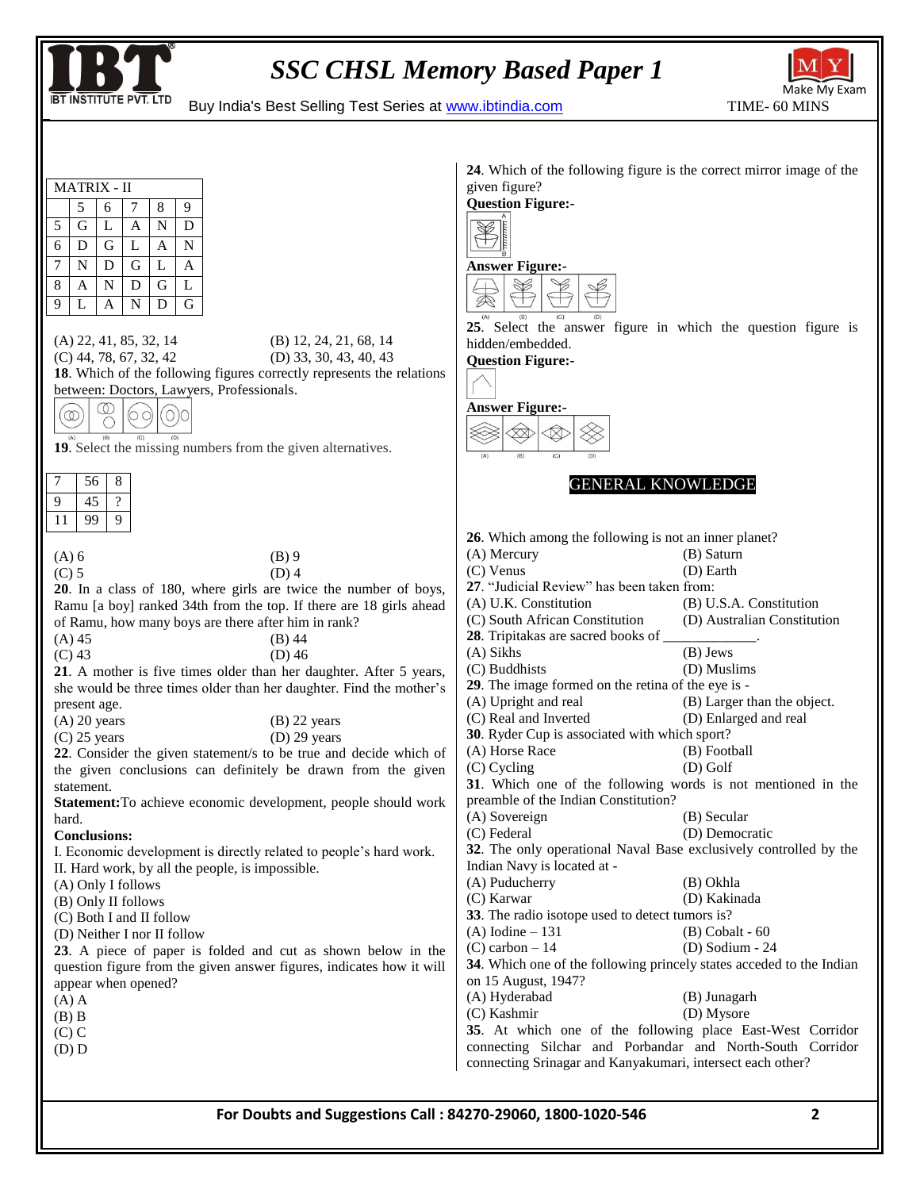| MATRIX - II | | | | | |
|---|---|---|---|---|---|
| | 5 | 6 | 7 | 8 | 9 |
| 5 | G | L | A | N | D |
| 6 | D | G | L | A | N |
| 7 | N | D | G | L | A |
| 8 | A | N | D | G | L |
| 9 | L | A | N | D | G |

(A) 22, 41, 85, 32, 14
(B) 12, 24, 21, 68, 14
(C) 44, 78, 67, 32, 42
(D) 33, 30, 43, 40, 43

**18**. Which of the following figures correctly represents the relations between: Doctors, Lawyers, Professionals.

**19**. Select the missing numbers from the given alternatives.

| 7 | 56 | 8 |
|---|---|---|
| 9 | 45 | ? |
| 11 | 99 | 9 |

(A) 6
(B) 9
(C) 5
(D) 4

**20**. In a class of 180, where girls are twice the number of boys, Ramu [a boy] ranked 34th from the top. If there are 18 girls ahead of Ramu, how many boys are there after him in rank?

(A) 45
(B) 44
(C) 43
(D) 46

**21**. A mother is five times older than her daughter. After 5 years, she would be three times older than her daughter. Find the mother's present age.

(A) 20 years
(B) 22 years
(C) 25 years
(D) 29 years

**22**. Consider the given statement/s to be true and decide which of the given conclusions can definitely be drawn from the given statement.

**Statement:** To achieve economic development, people should work hard.

**Conclusions:**

I. Economic development is directly related to people's hard work.
II. Hard work, by all the people, is impossible.

(A) Only I follows
(B) Only II follows
(C) Both I and II follow
(D) Neither I nor II follow

**23**. A piece of paper is folded and cut as shown below in the question figure from the given answer figures, indicates how it will appear when opened?

(A) A
(B) B
(C) C
(D) D

**24**. Which of the following figure is the correct mirror image of the given figure?

**Question Figure:-**

**Answer Figure:-**

**25**. Select the answer figure in which the question figure is hidden/embedded.

**Question Figure:-**

**Answer Figure:-**

## GENERAL KNOWLEDGE

**26**. Which among the following is not an inner planet?

(A) Mercury
(B) Saturn
(C) Venus
(D) Earth

**27**. "Judicial Review" has been taken from:

(A) U.K. Constitution
(B) U.S.A. Constitution
(C) South African Constitution
(D) Australian Constitution

**28**. Tripitakas are sacred books of _____________.

(A) Sikhs
(B) Jews
(C) Buddhists
(D) Muslims

**29**. The image formed on the retina of the eye is -

(A) Upright and real
(B) Larger than the object.
(C) Real and Inverted
(D) Enlarged and real

**30**. Ryder Cup is associated with which sport?

(A) Horse Race
(B) Football
(C) Cycling
(D) Golf

**31**. Which one of the following words is not mentioned in the preamble of the Indian Constitution?

(A) Sovereign
(B) Secular
(C) Federal
(D) Democratic

**32**. The only operational Naval Base exclusively controlled by the Indian Navy is located at -

(A) Puducherry
(B) Okhla
(C) Karwar
(D) Kakinada

**33**. The radio isotope used to detect tumors is?

(A) Iodine – 131
(B) Cobalt - 60
(C) carbon – 14
(D) Sodium - 24

**34**. Which one of the following princely states acceded to the Indian on 15 August, 1947?

(A) Hyderabad
(B) Junagarh
(C) Kashmir
(D) Mysore

**35**. At which one of the following place East-West Corridor connecting Silchar and Porbandar and North-South Corridor connecting Srinagar and Kanyakumari, intersect each other?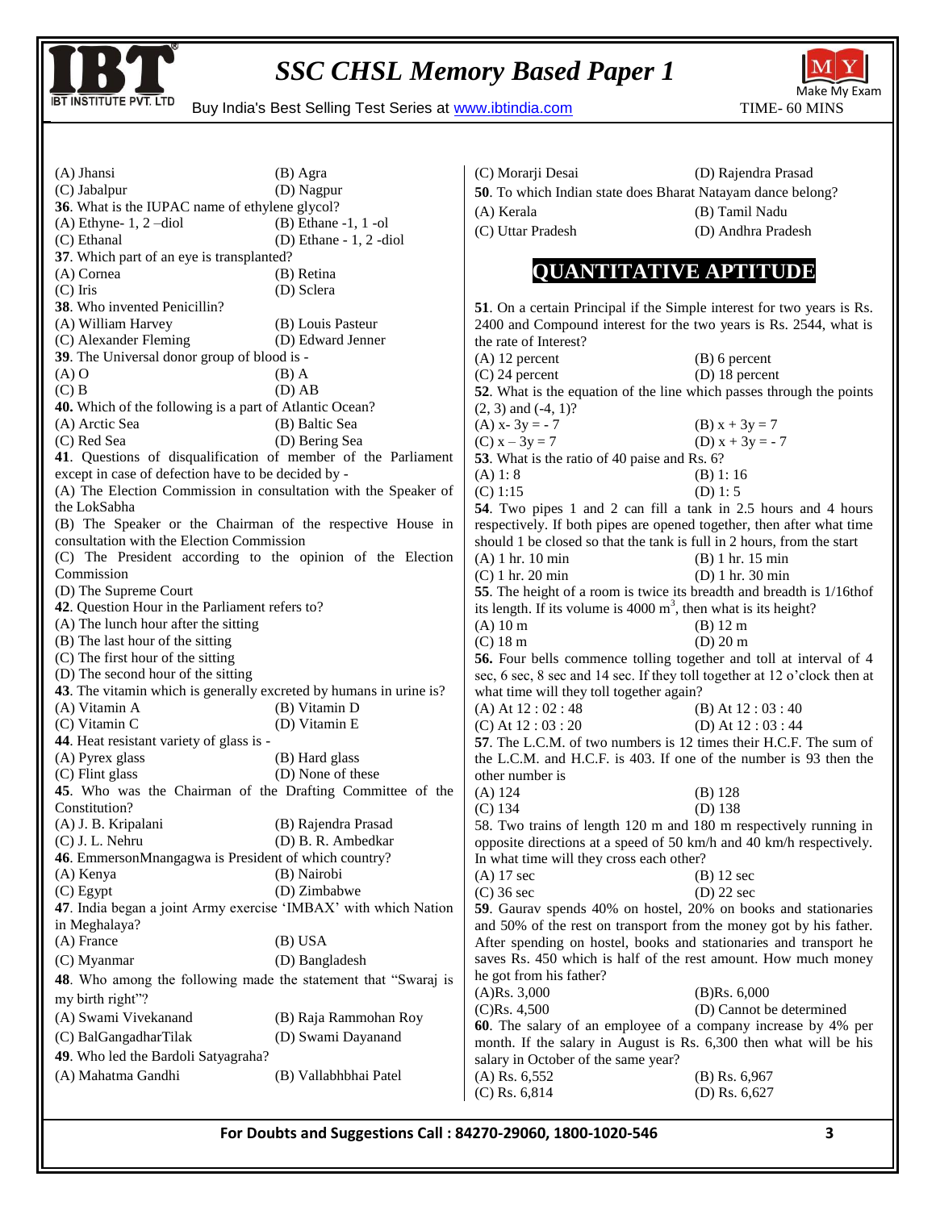(A) Jhansi (B) Agra
(C) Jabalpur (D) Nagpur

**36**. What is the IUPAC name of ethylene glycol?
(A) Ethyne- 1, 2 –diol (B) Ethane -1, 1 -ol
(C) Ethanal (D) Ethane - 1, 2 -diol

**37**. Which part of an eye is transplanted?
(A) Cornea (B) Retina
(C) Iris (D) Sclera

**38**. Who invented Penicillin?
(A) William Harvey (B) Louis Pasteur
(C) Alexander Fleming (D) Edward Jenner

**39**. The Universal donor group of blood is -
(A) O (B) A
(C) B (D) AB

**40.** Which of the following is a part of Atlantic Ocean?
(A) Arctic Sea (B) Baltic Sea
(C) Red Sea (D) Bering Sea

**41**. Questions of disqualification of member of the Parliament except in case of defection have to be decided by -
(A) The Election Commission in consultation with the Speaker of the LokSabha
(B) The Speaker or the Chairman of the respective House in consultation with the Election Commission
(C) The President according to the opinion of the Election Commission
(D) The Supreme Court

**42**. Question Hour in the Parliament refers to?
(A) The lunch hour after the sitting
(B) The last hour of the sitting
(C) The first hour of the sitting
(D) The second hour of the sitting

**43**. The vitamin which is generally excreted by humans in urine is?
(A) Vitamin A (B) Vitamin D
(C) Vitamin C (D) Vitamin E

**44**. Heat resistant variety of glass is -
(A) Pyrex glass (B) Hard glass
(C) Flint glass (D) None of these

**45**. Who was the Chairman of the Drafting Committee of the Constitution?
(A) J. B. Kripalani (B) Rajendra Prasad
(C) J. L. Nehru (D) B. R. Ambedkar

**46**. EmmersonMnangagwa is President of which country?
(A) Kenya (B) Nairobi
(C) Egypt (D) Zimbabwe

**47**. India began a joint Army exercise 'IMBAX' with which Nation in Meghalaya?
(A) France (B) USA
(C) Myanmar (D) Bangladesh

**48**. Who among the following made the statement that "Swaraj is my birth right"?
(A) Swami Vivekanand (B) Raja Rammohan Roy
(C) BalGangadharTilak (D) Swami Dayanand

**49**. Who led the Bardoli Satyagraha?
(A) Mahatma Gandhi (B) Vallabhbhai Patel
(C) Morarji Desai (D) Rajendra Prasad

**50**. To which Indian state does Bharat Natayam dance belong?
(A) Kerala (B) Tamil Nadu
(C) Uttar Pradesh (D) Andhra Pradesh

## QUANTITATIVE APTITUDE

**51**. On a certain Principal if the Simple interest for two years is Rs. 2400 and Compound interest for the two years is Rs. 2544, what is the rate of Interest?
(A) 12 percent (B) 6 percent
(C) 24 percent (D) 18 percent

**52**. What is the equation of the line which passes through the points (2, 3) and (-4, 1)?
(A) $x - 3y = -7$ (B) $x + 3y = 7$
(C) $x - 3y = 7$ (D) $x + 3y = -7$

**53**. What is the ratio of 40 paise and Rs. 6?
(A) 1: 8 (B) 1: 16
(C) 1:15 (D) 1: 5

**54**. Two pipes 1 and 2 can fill a tank in 2.5 hours and 4 hours respectively. If both pipes are opened together, then after what time should 1 be closed so that the tank is full in 2 hours, from the start
(A) 1 hr. 10 min (B) 1 hr. 15 min
(C) 1 hr. 20 min (D) 1 hr. 30 min

**55**. The height of a room is twice its breadth and breadth is 1/16thof its length. If its volume is 4000 $m^3$, then what is its height?
(A) 10 m (B) 12 m
(C) 18 m (D) 20 m

**56.** Four bells commence tolling together and toll at interval of 4 sec, 6 sec, 8 sec and 14 sec. If they toll together at 12 o'clock then at what time will they toll together again?
(A) At 12 : 02 : 48 (B) At 12 : 03 : 40
(C) At 12 : 03 : 20 (D) At 12 : 03 : 44

**57**. The L.C.M. of two numbers is 12 times their H.C.F. The sum of the L.C.M. and H.C.F. is 403. If one of the number is 93 then the other number is
(A) 124 (B) 128
(C) 134 (D) 138

58. Two trains of length 120 m and 180 m respectively running in opposite directions at a speed of 50 km/h and 40 km/h respectively. In what time will they cross each other?
(A) 17 sec (B) 12 sec
(C) 36 sec (D) 22 sec

**59**. Gaurav spends 40% on hostel, 20% on books and stationaries and 50% of the rest on transport from the money got by his father. After spending on hostel, books and stationaries and transport he saves Rs. 450 which is half of the rest amount. How much money he got from his father?
(A)Rs. 3,000 (B)Rs. 6,000
(C)Rs. 4,500 (D) Cannot be determined

**60**. The salary of an employee of a company increase by 4% per month. If the salary in August is Rs. 6,300 then what will be his salary in October of the same year?
(A) Rs. 6,552 (B) Rs. 6,967
(C) Rs. 6,814 (D) Rs. 6,627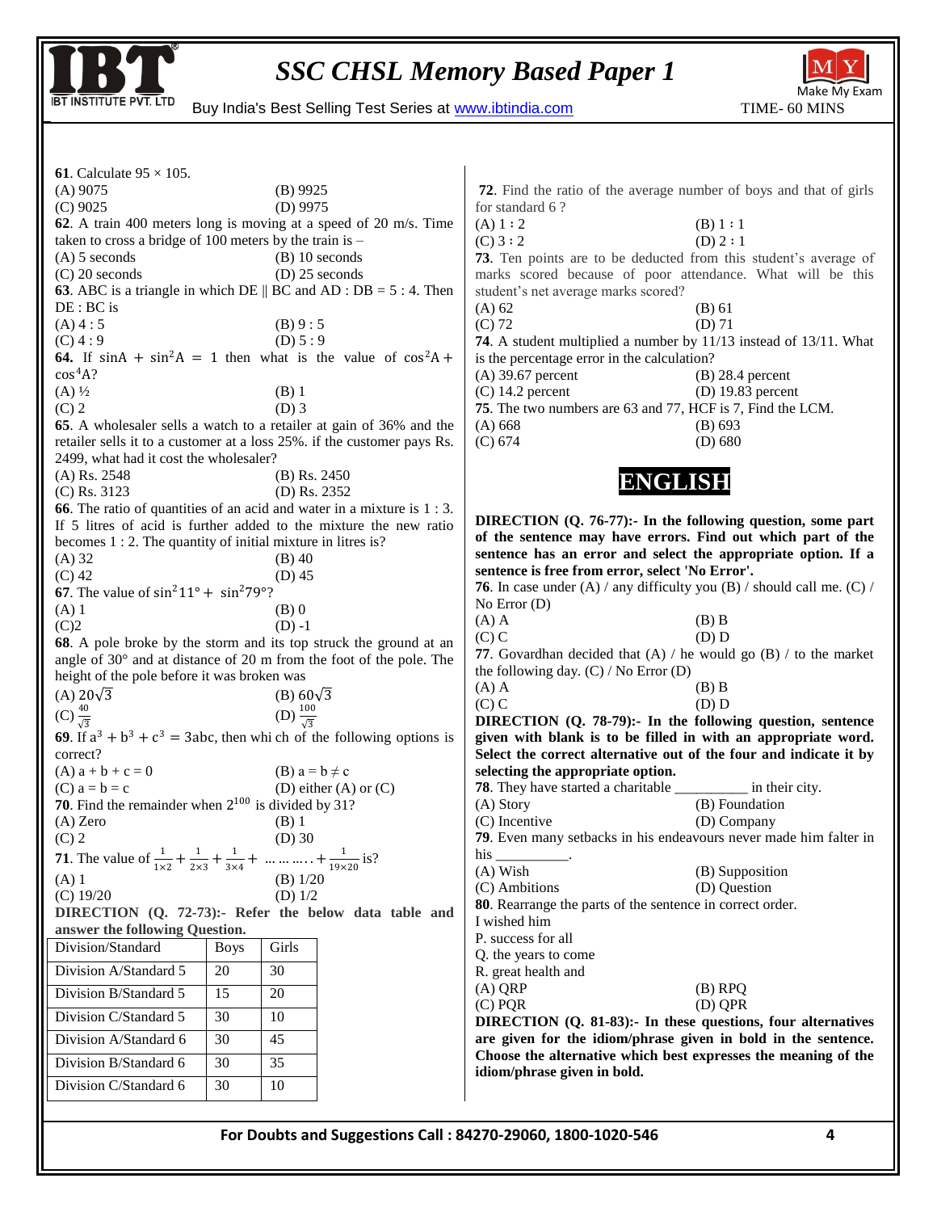**61**. Calculate 95 × 105.

(A) 9075 (B) 9925
(C) 9025 (D) 9975

**62**. A train 400 meters long is moving at a speed of 20 m/s. Time taken to cross a bridge of 100 meters by the train is –

(A) 5 seconds (B) 10 seconds
(C) 20 seconds (D) 25 seconds

**63**. ABC is a triangle in which DE ∥ BC and AD : DB = 5 : 4. Then DE : BC is

(A) 4 : 5 (B) 9 : 5
(C) 4 : 9 (D) 5 : 9

**64.** If $\sin A + \sin^2 A = 1$ then what is the value of $\cos^2 A + \cos^4 A$?

(A) ½ (B) 1
(C) 2 (D) 3

**65**. A wholesaler sells a watch to a retailer at gain of 36% and the retailer sells it to a customer at a loss 25%. if the customer pays Rs. 2499, what had it cost the wholesaler?

(A) Rs. 2548 (B) Rs. 2450
(C) Rs. 3123 (D) Rs. 2352

**66**. The ratio of quantities of an acid and water in a mixture is 1 : 3. If 5 litres of acid is further added to the mixture the new ratio becomes 1 : 2. The quantity of initial mixture in litres is?

(A) 32 (B) 40
(C) 42 (D) 45

**67**. The value of $\sin^2 11° + \sin^2 79°$?

(A) 1 (B) 0
(C)2 (D) -1

**68**. A pole broke by the storm and its top struck the ground at an angle of 30° and at distance of 20 m from the foot of the pole. The height of the pole before it was broken was

(A) $20\sqrt{3}$ (B) $60\sqrt{3}$
(C) $\frac{40}{\sqrt{3}}$ (D) $\frac{100}{\sqrt{3}}$

**69**. If $a^3 + b^3 + c^3 = 3abc$, then whi ch of the following options is correct?

(A) a + b + c = 0 (B) a = b ≠ c
(C) a = b = c (D) either (A) or (C)

**70**. Find the remainder when $2^{100}$ is divided by 31?

(A) Zero (B) 1
(C) 2 (D) 30

**71**. The value of $\frac{1}{1\times2} + \frac{1}{2\times3} + \frac{1}{3\times4} + \dots\dots\dots + \frac{1}{19\times20}$ is?

(A) 1 (B) 1/20
(C) 19/20 (D) 1/2

**DIRECTION (Q. 72-73):- Refer the below data table and answer the following Question.**

| Division/Standard | Boys | Girls |
|---|---|---|
| Division A/Standard 5 | 20 | 30 |
| Division B/Standard 5 | 15 | 20 |
| Division C/Standard 5 | 30 | 10 |
| Division A/Standard 6 | 30 | 45 |
| Division B/Standard 6 | 30 | 35 |
| Division C/Standard 6 | 30 | 10 |

**72**. Find the ratio of the average number of boys and that of girls for standard 6 ?

(A) 1 : 2 (B) 1 : 1
(C) 3 : 2 (D) 2 : 1

**73**. Ten points are to be deducted from this student's average of marks scored because of poor attendance. What will be this student's net average marks scored?

(A) 62 (B) 61
(C) 72 (D) 71

**74**. A student multiplied a number by 11/13 instead of 13/11. What is the percentage error in the calculation?

(A) 39.67 percent (B) 28.4 percent
(C) 14.2 percent (D) 19.83 percent

**75**. The two numbers are 63 and 77, HCF is 7, Find the LCM.

(A) 668 (B) 693
(C) 674 (D) 680

# ENGLISH

**DIRECTION (Q. 76-77):- In the following question, some part of the sentence may have errors. Find out which part of the sentence has an error and select the appropriate option. If a sentence is free from error, select 'No Error'.**

**76**. In case under (A) / any difficulty you (B) / should call me. (C) / No Error (D)

(A) A (B) B
(C) C (D) D

**77**. Govardhan decided that (A) / he would go (B) / to the market the following day. (C) / No Error (D)

(A) A (B) B
(C) C (D) D

**DIRECTION (Q. 78-79):- In the following question, sentence given with blank is to be filled in with an appropriate word. Select the correct alternative out of the four and indicate it by selecting the appropriate option.**

**78**. They have started a charitable __________ in their city.

(A) Story (B) Foundation
(C) Incentive (D) Company

**79**. Even many setbacks in his endeavours never made him falter in his __________.

(A) Wish (B) Supposition
(C) Ambitions (D) Question

**80**. Rearrange the parts of the sentence in correct order.

I wished him
P. success for all
Q. the years to come
R. great health and

(A) QRP (B) RPQ
(C) PQR (D) QPR

**DIRECTION (Q. 81-83):- In these questions, four alternatives are given for the idiom/phrase given in bold in the sentence. Choose the alternative which best expresses the meaning of the idiom/phrase given in bold.**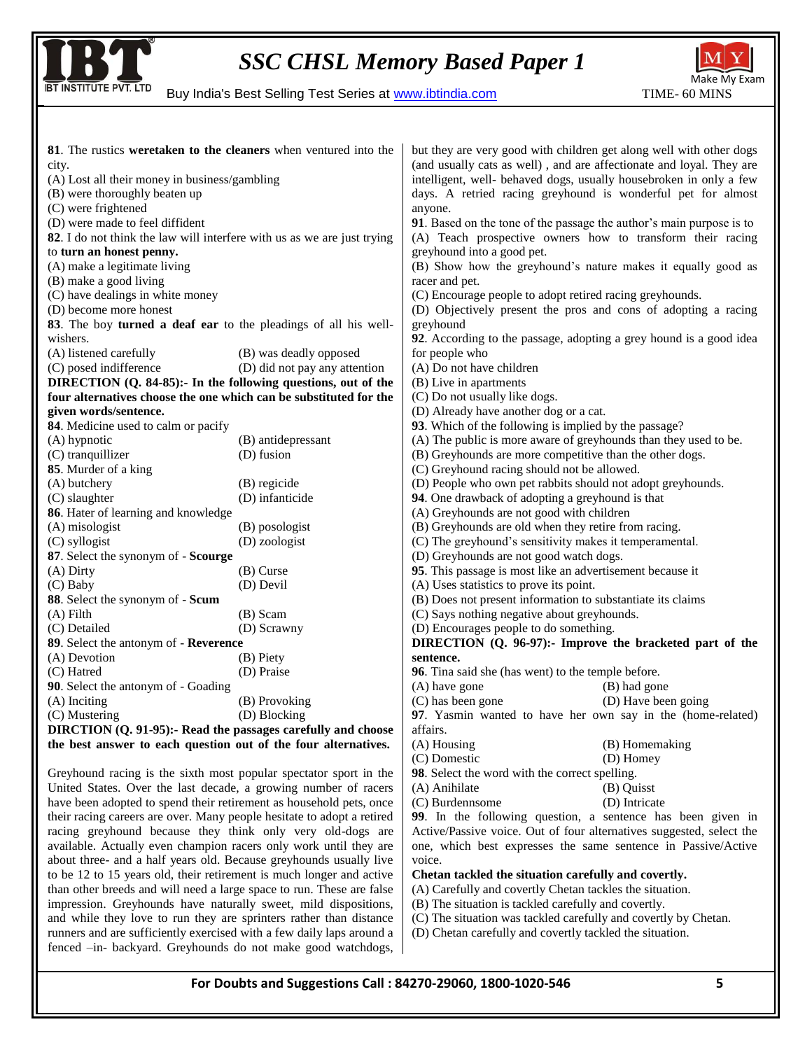**81**. The rustics **weretaken to the cleaners** when ventured into the city.

(A) Lost all their money in business/gambling
(B) were thoroughly beaten up
(C) were frightened
(D) were made to feel diffident

**82**. I do not think the law will interfere with us as we are just trying to **turn an honest penny.**

(A) make a legitimate living
(B) make a good living
(C) have dealings in white money
(D) become more honest

**83**. The boy **turned a deaf ear** to the pleadings of all his well-wishers.

(A) listened carefully
(B) was deadly opposed
(C) posed indifference
(D) did not pay any attention

**DIRECTION (Q. 84-85):- In the following questions, out of the four alternatives choose the one which can be substituted for the given words/sentence.**

**84**. Medicine used to calm or pacify

(A) hypnotic
(B) antidepressant
(C) tranquillizer
(D) fusion

**85**. Murder of a king

(A) butchery
(B) regicide
(C) slaughter
(D) infanticide

**86**. Hater of learning and knowledge

(A) misologist
(B) posologist
(C) syllogist
(D) zoologist

**87**. Select the synonym of - **Scourge**

(A) Dirty
(B) Curse
(C) Baby
(D) Devil

**88**. Select the synonym of - **Scum**

(A) Filth
(B) Scam
(C) Detailed
(D) Scrawny

**89**. Select the antonym of - **Reverence**

(A) Devotion
(B) Piety
(C) Hatred
(D) Praise

**90**. Select the antonym of - Goading

(A) Inciting
(B) Provoking
(C) Mustering
(D) Blocking

**DIRCTION (Q. 91-95):- Read the passages carefully and choose the best answer to each question out of the four alternatives.**

Greyhound racing is the sixth most popular spectator sport in the United States. Over the last decade, a growing number of racers have been adopted to spend their retirement as household pets, once their racing careers are over. Many people hesitate to adopt a retired racing greyhound because they think only very old-dogs are available. Actually even champion racers only work until they are about three- and a half years old. Because greyhounds usually live to be 12 to 15 years old, their retirement is much longer and active than other breeds and will need a large space to run. These are false impression. Greyhounds have naturally sweet, mild dispositions, and while they love to run they are sprinters rather than distance runners and are sufficiently exercised with a few daily laps around a fenced –in- backyard. Greyhounds do not make good watchdogs, but they are very good with children get along well with other dogs (and usually cats as well) , and are affectionate and loyal. They are intelligent, well- behaved dogs, usually housebroken in only a few days. A retried racing greyhound is wonderful pet for almost anyone.

**91**. Based on the tone of the passage the author's main purpose is to

(A) Teach prospective owners how to transform their racing greyhound into a good pet.
(B) Show how the greyhound's nature makes it equally good as racer and pet.
(C) Encourage people to adopt retired racing greyhounds.
(D) Objectively present the pros and cons of adopting a racing greyhound

**92**. According to the passage, adopting a grey hound is a good idea for people who

(A) Do not have children
(B) Live in apartments
(C) Do not usually like dogs.
(D) Already have another dog or a cat.

**93**. Which of the following is implied by the passage?

(A) The public is more aware of greyhounds than they used to be.
(B) Greyhounds are more competitive than the other dogs.
(C) Greyhound racing should not be allowed.
(D) People who own pet rabbits should not adopt greyhounds.

**94**. One drawback of adopting a greyhound is that

(A) Greyhounds are not good with children
(B) Greyhounds are old when they retire from racing.
(C) The greyhound's sensitivity makes it temperamental.
(D) Greyhounds are not good watch dogs.

**95**. This passage is most like an advertisement because it

(A) Uses statistics to prove its point.
(B) Does not present information to substantiate its claims
(C) Says nothing negative about greyhounds.
(D) Encourages people to do something.

**DIRECTION (Q. 96-97):- Improve the bracketed part of the sentence.**

**96**. Tina said she (has went) to the temple before.

(A) have gone
(B) had gone
(C) has been gone
(D) Have been going

**97**. Yasmin wanted to have her own say in the (home-related) affairs.

(A) Housing
(B) Homemaking
(C) Domestic
(D) Homey

**98**. Select the word with the correct spelling.

(A) Anihilate
(B) Quisst
(C) Burdennsome
(D) Intricate

**99**. In the following question, a sentence has been given in Active/Passive voice. Out of four alternatives suggested, select the one, which best expresses the same sentence in Passive/Active voice.

**Chetan tackled the situation carefully and covertly.**

(A) Carefully and covertly Chetan tackles the situation.
(B) The situation is tackled carefully and covertly.
(C) The situation was tackled carefully and covertly by Chetan.
(D) Chetan carefully and covertly tackled the situation.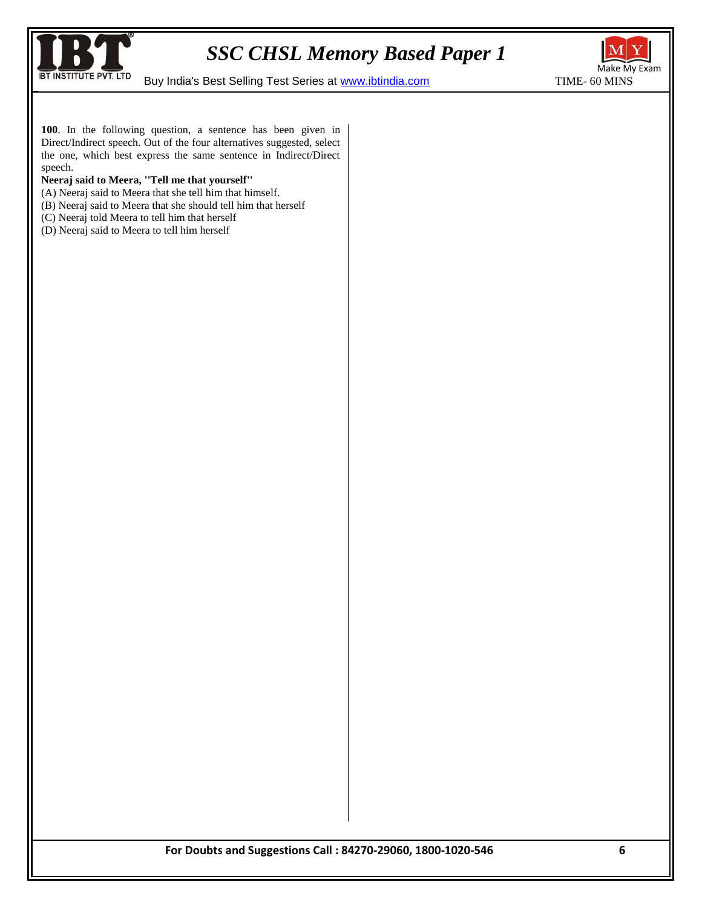**100**. In the following question, a sentence has been given in Direct/Indirect speech. Out of the four alternatives suggested, select the one, which best express the same sentence in Indirect/Direct speech.

**Neeraj said to Meera, ''Tell me that yourself''**

(A) Neeraj said to Meera that she tell him that himself.

(B) Neeraj said to Meera that she should tell him that herself

(C) Neeraj told Meera to tell him that herself

(D) Neeraj said to Meera to tell him herself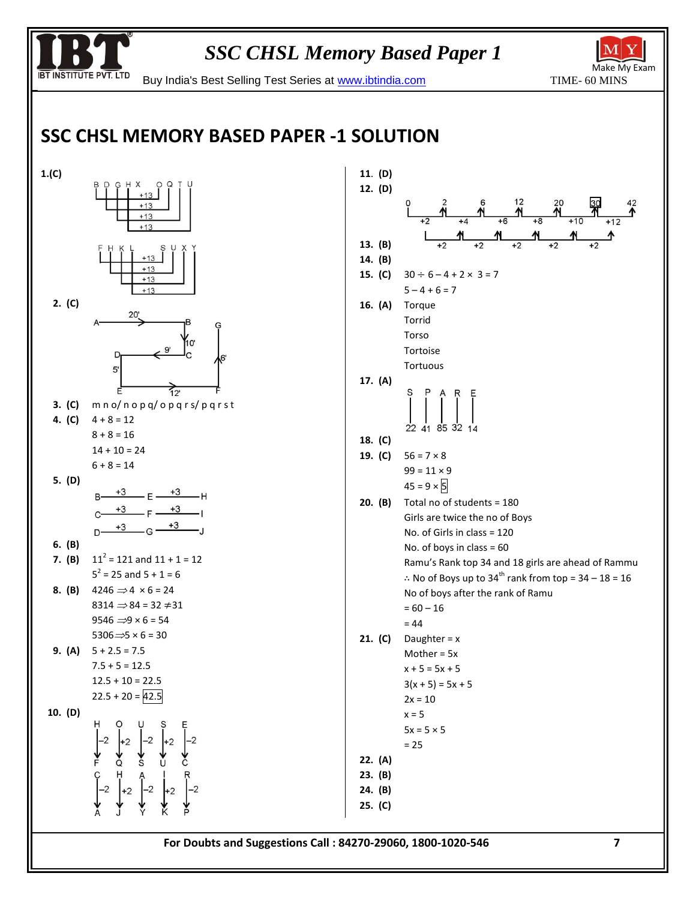# SSC CHSL MEMORY BASED PAPER -1 SOLUTION

**1.(C)**

B D G H X   O Q T U (+13, +13, +13, +13)

F H K L   S U X Y (+13, +13, +13, +13)

**2. (C)**

A —20'→ B, B ↓10' C, C —9'← D, D ↓5' E, E —12'→ F, F ↑6' G

**3. (C)** m n o/ n o p q/ o p q r s/ p q r s t

**4. (C)** 4 + 8 = 12

8 + 8 = 16

14 + 10 = 24

6 + 8 = 14

**5. (D)**

B —+3— E —+3— H

C —+3— F —+3— I

D —+3— G —+3— J

**6. (B)**

**7. (B)** $11^2 = 121$ and 11 + 1 = 12

$5^2 = 25$ and 5 + 1 = 6

**8. (B)** 4246 ⇒ 4 × 6 = 24

8314 ⇒ 84 = 32 ≠ 31

9546 ⇒ 9 × 6 = 54

5306 ⇒ 5 × 6 = 30

**9. (A)** 5 + 2.5 = 7.5

7.5 + 5 = 12.5

12.5 + 10 = 22.5

22.5 + 20 = 42.5

**10. (D)**

H O U S E → (–2, +2, –2, +2, –2) → F Q S U C

C H A I R → (–2, +2, –2, +2, –2) → A J Y K P

**11. (D)**

**12. (D)**

0, 2, 6, 12, 20, 30, 42

(+2, +4, +6, +8, +10, +12; differences +2, +2, +2, +2, +2)

**13. (B)**

**14. (B)**

**15. (C)** 30 ÷ 6 – 4 + 2 × 3 = 7

5 – 4 + 6 = 7

**16. (A)** Torque

Torrid

Torso

Tortoise

Tortuous

**17. (A)**

S P A R E

22 41 85 32 14

**18. (C)**

**19. (C)** 56 = 7 × 8

99 = 11 × 9

45 = 9 × 5

**20. (B)** Total no of students = 180

Girls are twice the no of Boys

No. of Girls in class = 120

No. of boys in class = 60

Ramu's Rank top 34 and 18 girls are ahead of Rammu

∴ No of Boys up to 34th rank from top = 34 – 18 = 16

No of boys after the rank of Ramu

= 60 – 16

= 44

**21. (C)** Daughter = x

Mother = 5x

x + 5 = 5x + 5

3(x + 5) = 5x + 5

2x = 10

x = 5

5x = 5 × 5

= 25

**22. (A)**

**23. (B)**

**24. (B)**

**25. (C)**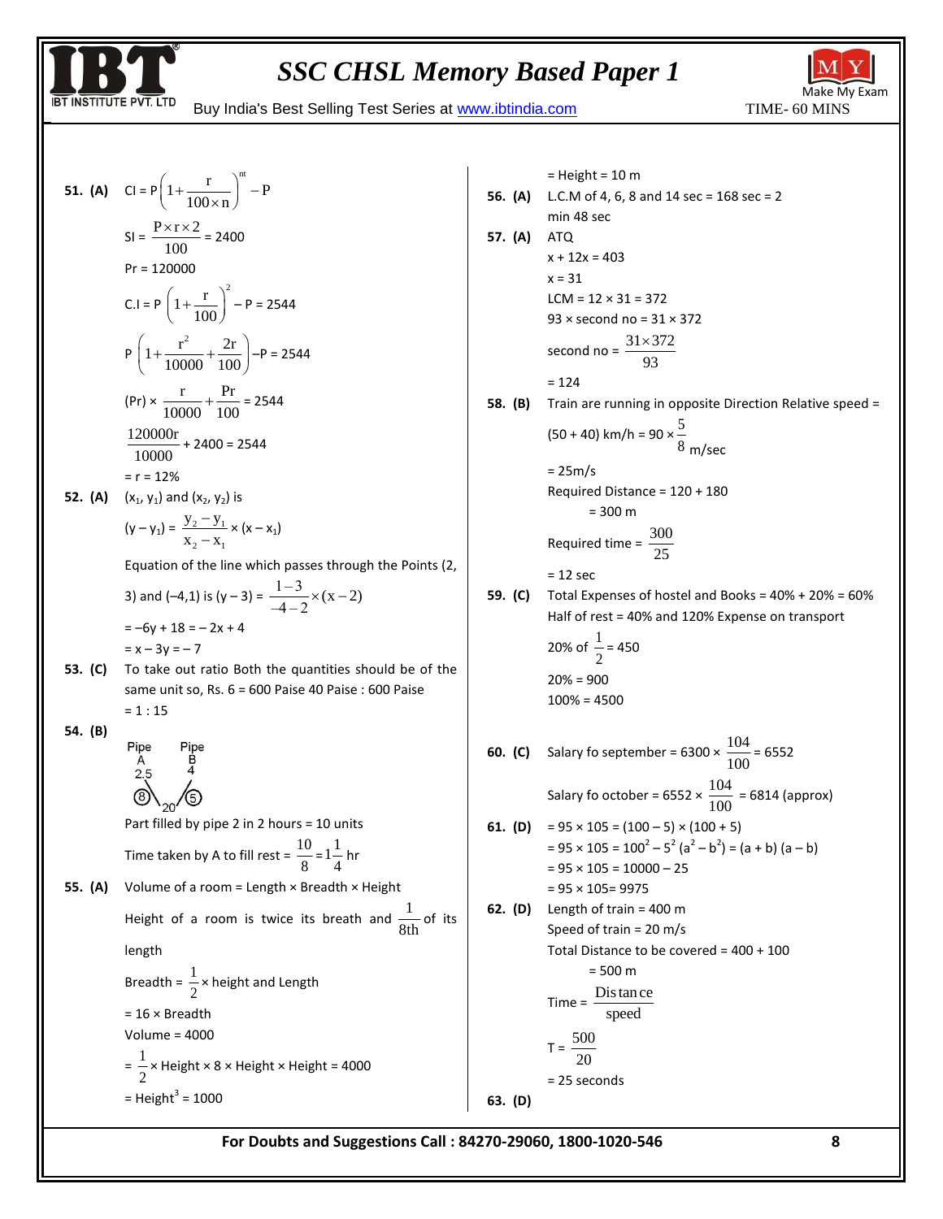**51. (A)** CI = $P\left(1+\frac{r}{100\times n}\right)^{nt} - P$

SI = $\frac{P\times r\times 2}{100}$ = 2400

Pr = 120000

C.I = P $\left(1+\frac{r}{100}\right)^2$ – P = 2544

P $\left(1+\frac{r^2}{10000}+\frac{2r}{100}\right)$–P = 2544

(Pr) × $\frac{r}{10000}+\frac{Pr}{100}$ = 2544

$\frac{120000r}{10000}$ + 2400 = 2544

= r = 12%

**52. (A)** ($x_1$, $y_1$) and ($x_2$, $y_2$) is

($y - y_1$) = $\frac{y_2 - y_1}{x_2 - x_1}$ × ($x - x_1$)

Equation of the line which passes through the Points (2, 3) and (–4,1) is (y – 3) = $\frac{1-3}{-4-2}\times(x-2)$

= –6y + 18 = – 2x + 4

= x – 3y = – 7

**53. (C)** To take out ratio Both the quantities should be of the same unit so, Rs. 6 = 600 Paise 40 Paise : 600 Paise

= 1 : 15

**54. (B)**

Pipe A: 2.5, 8; Pipe B: 4, 5; 20

Part filled by pipe 2 in 2 hours = 10 units

Time taken by A to fill rest = $\frac{10}{8}=1\frac{1}{4}$ hr

**55. (A)** Volume of a room = Length × Breadth × Height

Height of a room is twice its breath and $\frac{1}{8th}$ of its length

Breadth = $\frac{1}{2}$ × height and Length

= 16 × Breadth

Volume = 4000

= $\frac{1}{2}$ × Height × 8 × Height × Height = 4000

= Height$^3$ = 1000

= Height = 10 m

**56. (A)** L.C.M of 4, 6, 8 and 14 sec = 168 sec = 2 min 48 sec

**57. (A)** ATQ

x + 12x = 403

x = 31

LCM = 12 × 31 = 372

93 × second no = 31 × 372

second no = $\frac{31\times 372}{93}$

= 124

**58. (B)** Train are running in opposite Direction Relative speed = (50 + 40) km/h = 90 × $\frac{5}{8}$ m/sec

= 25m/s

Required Distance = 120 + 180

= 300 m

Required time = $\frac{300}{25}$

= 12 sec

**59. (C)** Total Expenses of hostel and Books = 40% + 20% = 60%

Half of rest = 40% and 120% Expense on transport

20% of $\frac{1}{2}$ = 450

20% = 900

100% = 4500

**60. (C)** Salary fo september = 6300 × $\frac{104}{100}$ = 6552

Salary fo october = 6552 × $\frac{104}{100}$ = 6814 (approx)

**61. (D)** = 95 × 105 = (100 – 5) × (100 + 5)

= 95 × 105 = $100^2 - 5^2$ ($a^2 - b^2$) = (a + b) (a – b)

= 95 × 105 = 10000 – 25

= 95 × 105= 9975

**62. (D)** Length of train = 400 m

Speed of train = 20 m/s

Total Distance to be covered = 400 + 100

= 500 m

Time = $\frac{\text{Distance}}{\text{speed}}$

T = $\frac{500}{20}$

= 25 seconds

**63. (D)**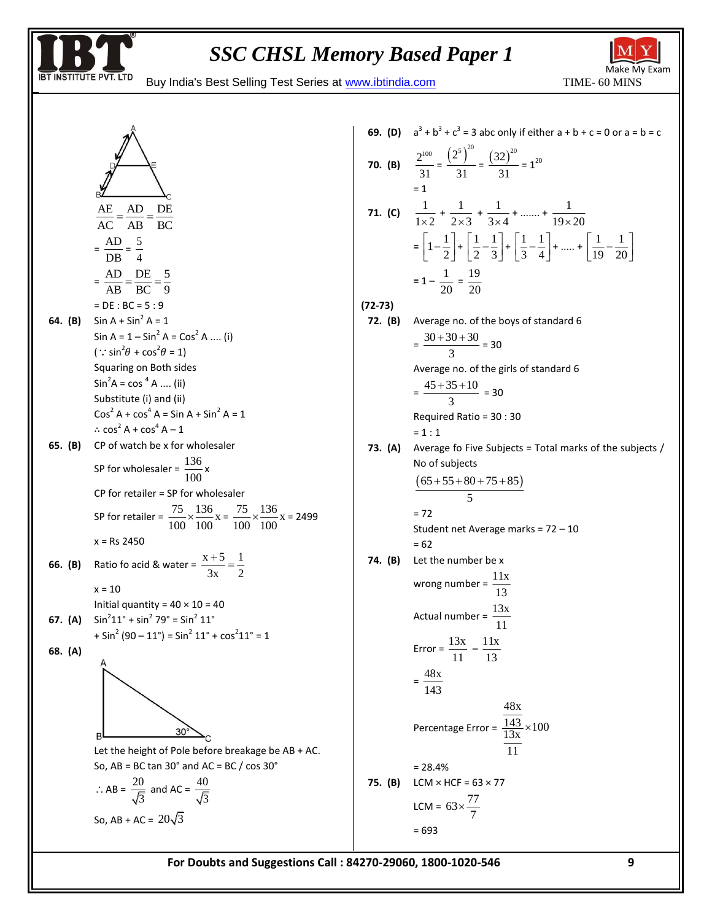$$\frac{AE}{AC} = \frac{AD}{AB} = \frac{DE}{BC}$$

$= \frac{AD}{DB} = \frac{5}{4}$

$= \frac{AD}{AB} = \frac{DE}{BC} = \frac{5}{9}$

= DE : BC = 5 : 9

**64. (B)** $\sin A + \sin^2 A = 1$

$\sin A = 1 - \sin^2 A = \cos^2 A$ .... (i)

($\because \sin^2\theta + \cos^2\theta = 1$)

Squaring on Both sides

$\sin^2 A = \cos^4 A$ .... (ii)

Substitute (i) and (ii)

$\cos^2 A + \cos^4 A = \sin A + \sin^2 A = 1$

$\therefore \cos^2 A + \cos^4 A - 1$

**65. (B)** CP of watch be x for wholesaler

SP for wholesaler = $\frac{136}{100}x$

CP for retailer = SP for wholesaler

SP for retailer = $\frac{75}{100} \times \frac{136}{100}x = \frac{75}{100} \times \frac{136}{100}x = 2499$

x = Rs 2450

**66. (B)** Ratio fo acid & water = $\frac{x+5}{3x} = \frac{1}{2}$

x = 10

Initial quantity = 40 × 10 = 40

**67. (A)** $\sin^2 11° + \sin^2 79° = \sin^2 11°$

$+ \sin^2 (90 - 11°) = \sin^2 11° + \cos^2 11° = 1$

**68. (A)**

Let the height of Pole before breakage be AB + AC.

So, AB = BC tan 30° and AC = BC / cos 30°

$\therefore AB = \frac{20}{\sqrt{3}}$ and $AC = \frac{40}{\sqrt{3}}$

So, AB + AC = $20\sqrt{3}$

**69. (D)** $a^3 + b^3 + c^3 = 3abc$ only if either a + b + c = 0 or a = b = c

**70. (B)** $\frac{2^{100}}{31} = \frac{(2^5)^{20}}{31} = \frac{(32)^{20}}{31} = 1^{20}$

= 1

**71. (C)** $\frac{1}{1\times 2} + \frac{1}{2\times 3} + \frac{1}{3\times 4} + ....... + \frac{1}{19\times 20}$

$= \left[1 - \frac{1}{2}\right] + \left[\frac{1}{2} - \frac{1}{3}\right] + \left[\frac{1}{3} - \frac{1}{4}\right] + ..... + \left[\frac{1}{19} - \frac{1}{20}\right]$

$= 1 - \frac{1}{20} = \frac{19}{20}$

**(72-73)**

**72. (B)** Average no. of the boys of standard 6

$= \frac{30+30+30}{3} = 30$

Average no. of the girls of standard 6

$= \frac{45+35+10}{3} = 30$

Required Ratio = 30 : 30

= 1 : 1

**73. (A)** Average fo Five Subjects = Total marks of the subjects / No of subjects

$\frac{(65+55+80+75+85)}{5}$

= 72

Student net Average marks = 72 – 10

= 62

**74. (B)** Let the number be x

wrong number = $\frac{11x}{13}$

Actual number = $\frac{13x}{11}$

Error = $\frac{13x}{11} - \frac{11x}{13}$

$= \frac{48x}{143}$

Percentage Error = $\frac{\frac{48x}{143}}{\frac{13x}{11}} \times 100$

= 28.4%

**75. (B)** LCM × HCF = 63 × 77

LCM = $63 \times \frac{77}{7}$

= 693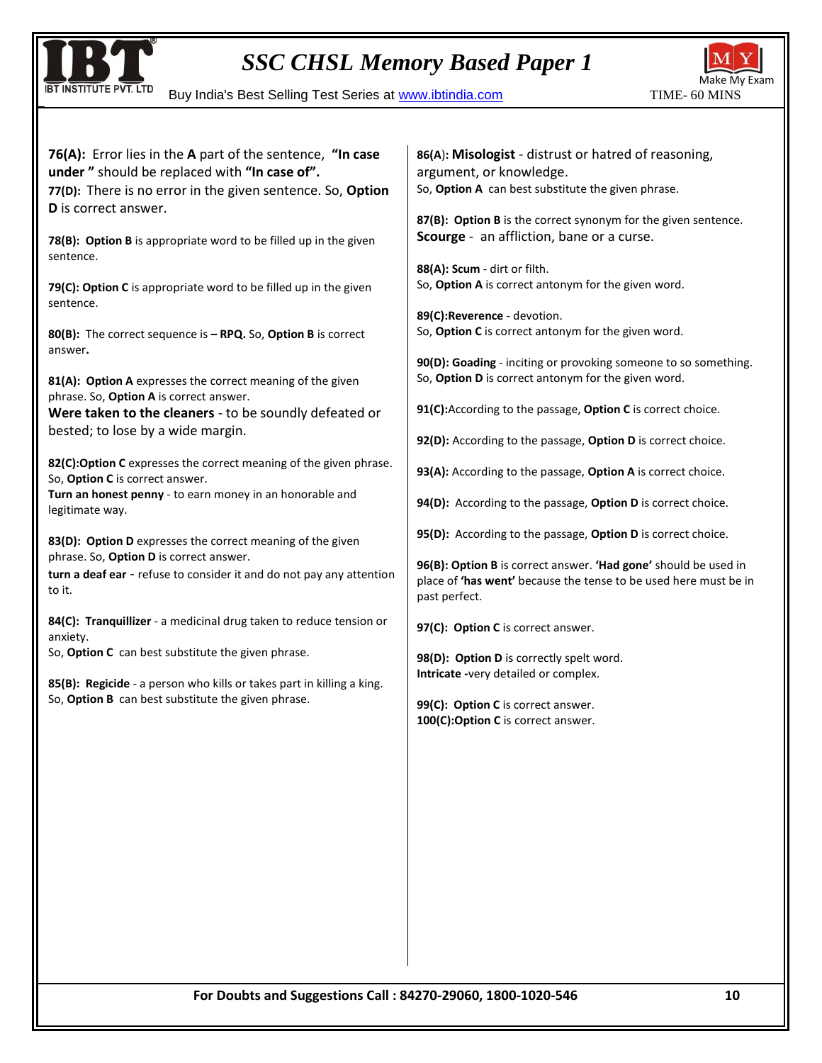**76(A):** Error lies in the **A** part of the sentence, **"In case under "** should be replaced with **"In case of".**

**77(D):** There is no error in the given sentence. So, **Option D** is correct answer.

**78(B): Option B** is appropriate word to be filled up in the given sentence.

**79(C): Option C** is appropriate word to be filled up in the given sentence.

**80(B):** The correct sequence is **– RPQ.** So, **Option B** is correct answer**.**

**81(A): Option A** expresses the correct meaning of the given phrase. So, **Option A** is correct answer.
**Were taken to the cleaners** - to be soundly defeated or bested; to lose by a wide margin.

**82(C):Option C** expresses the correct meaning of the given phrase. So, **Option C** is correct answer.
**Turn an honest penny** - to earn money in an honorable and legitimate way.

**83(D): Option D** expresses the correct meaning of the given phrase. So, **Option D** is correct answer.
**turn a deaf ear** - refuse to consider it and do not pay any attention to it.

**84(C): Tranquillizer** - a medicinal drug taken to reduce tension or anxiety.
So, **Option C** can best substitute the given phrase.

**85(B): Regicide** - a person who kills or takes part in killing a king.
So, **Option B** can best substitute the given phrase.

**86(A): Misologist** - distrust or hatred of reasoning, argument, or knowledge.
So, **Option A** can best substitute the given phrase.

**87(B): Option B** is the correct synonym for the given sentence.
**Scourge** - an affliction, bane or a curse.

**88(A): Scum** - dirt or filth.
So, **Option A** is correct antonym for the given word.

**89(C):Reverence** - devotion.
So, **Option C** is correct antonym for the given word.

**90(D): Goading** - inciting or provoking someone to so something.
So, **Option D** is correct antonym for the given word.

**91(C):**According to the passage, **Option C** is correct choice.

**92(D):** According to the passage, **Option D** is correct choice.

**93(A):** According to the passage, **Option A** is correct choice.

**94(D):** According to the passage, **Option D** is correct choice.

**95(D):** According to the passage, **Option D** is correct choice.

**96(B): Option B** is correct answer. **'Had gone'** should be used in place of **'has went'** because the tense to be used here must be in past perfect.

**97(C): Option C** is correct answer.

**98(D): Option D** is correctly spelt word.
**Intricate -**very detailed or complex.

**99(C): Option C** is correct answer.
**100(C):Option C** is correct answer.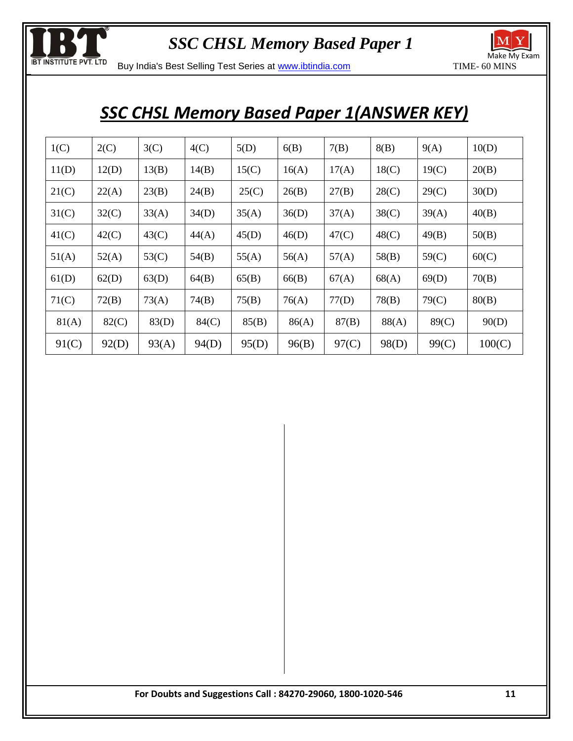# SSC CHSL Memory Based Paper 1(ANSWER KEY)

| | | | | | | | | | |
|---|---|---|---|---|---|---|---|---|---|
| 1(C) | 2(C) | 3(C) | 4(C) | 5(D) | 6(B) | 7(B) | 8(B) | 9(A) | 10(D) |
| 11(D) | 12(D) | 13(B) | 14(B) | 15(C) | 16(A) | 17(A) | 18(C) | 19(C) | 20(B) |
| 21(C) | 22(A) | 23(B) | 24(B) | 25(C) | 26(B) | 27(B) | 28(C) | 29(C) | 30(D) |
| 31(C) | 32(C) | 33(A) | 34(D) | 35(A) | 36(D) | 37(A) | 38(C) | 39(A) | 40(B) |
| 41(C) | 42(C) | 43(C) | 44(A) | 45(D) | 46(D) | 47(C) | 48(C) | 49(B) | 50(B) |
| 51(A) | 52(A) | 53(C) | 54(B) | 55(A) | 56(A) | 57(A) | 58(B) | 59(C) | 60(C) |
| 61(D) | 62(D) | 63(D) | 64(B) | 65(B) | 66(B) | 67(A) | 68(A) | 69(D) | 70(B) |
| 71(C) | 72(B) | 73(A) | 74(B) | 75(B) | 76(A) | 77(D) | 78(B) | 79(C) | 80(B) |
| 81(A) | 82(C) | 83(D) | 84(C) | 85(B) | 86(A) | 87(B) | 88(A) | 89(C) | 90(D) |
| 91(C) | 92(D) | 93(A) | 94(D) | 95(D) | 96(B) | 97(C) | 98(D) | 99(C) | 100(C) |